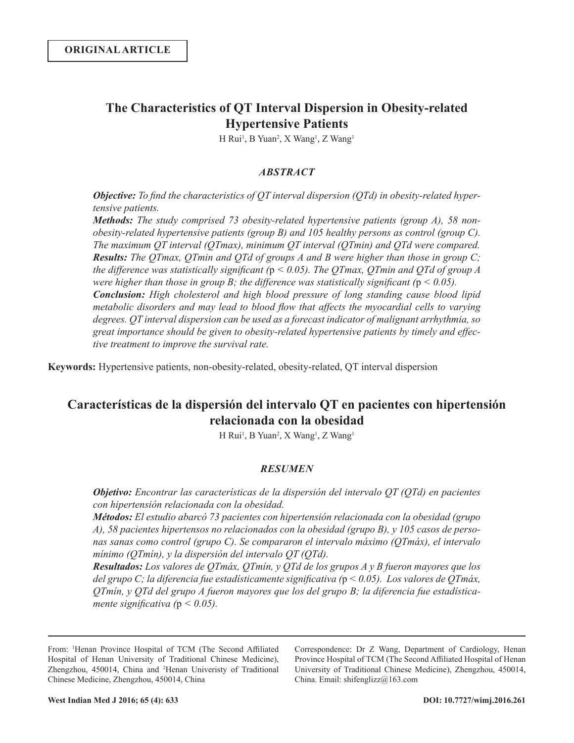**ORIGINAL ARTICLE**

# The Characteristics of QT Interval Dispersion in Obesity-related Hypertensive Patients

H Rui[1], B Yuan[2], X Wang[1], Z Wang[1]

## *ABSTRACT*

***Objective:*** *To find the characteristics of QT interval dispersion (QTd) in obesity-related hypertensive patients.*

***Methods:*** *The study comprised 73 obesity-related hypertensive patients (group A), 58 non-obesity-related hypertensive patients (group B) and 105 healthy persons as control (group C). The maximum QT interval (QTmax), minimum QT interval (QTmin) and QTd were compared.*

***Results:*** *The QTmax, QTmin and QTd of groups A and B were higher than those in group C; the difference was statistically significant ($p < 0.05$). The QTmax, QTmin and QTd of group A were higher than those in group B; the difference was statistically significant ($p < 0.05$).*

***Conclusion:*** *High cholesterol and high blood pressure of long standing cause blood lipid metabolic disorders and may lead to blood flow that affects the myocardial cells to varying degrees. QT interval dispersion can be used as a forecast indicator of malignant arrhythmia, so great importance should be given to obesity-related hypertensive patients by timely and effective treatment to improve the survival rate.*

**Keywords:** Hypertensive patients, non-obesity-related, obesity-related, QT interval dispersion

# Características de la dispersión del intervalo QT en pacientes con hipertensión relacionada con la obesidad

H Rui[1], B Yuan[2], X Wang[1], Z Wang[1]

## *RESUMEN*

***Objetivo:*** *Encontrar las características de la dispersión del intervalo QT (QTd) en pacientes con hipertensión relacionada con la obesidad.*

***Métodos:*** *El estudio abarcó 73 pacientes con hipertensión relacionada con la obesidad (grupo A), 58 pacientes hipertensos no relacionados con la obesidad (grupo B), y 105 casos de personas sanas como control (grupo C). Se compararon el intervalo máximo (QTmáx), el intervalo mínimo (QTmín), y la dispersión del intervalo QT (QTd).*

***Resultados:*** *Los valores de QTmáx, QTmín, y QTd de los grupos A y B fueron mayores que los del grupo C; la diferencia fue estadísticamente significativa ($p < 0.05$). Los valores de QTmáx, QTmín, y QTd del grupo A fueron mayores que los del grupo B; la diferencia fue estadísticamente significativa ($p < 0.05$).*

From: [1]Henan Province Hospital of TCM (The Second Affiliated Hospital of Henan University of Traditional Chinese Medicine), Zhengzhou, 450014, China and [2]Henan Univeristy of Traditional Chinese Medicine, Zhengzhou, 450014, China

Correspondence: Dr Z Wang, Department of Cardiology, Henan Province Hospital of TCM (The Second Affiliated Hospital of Henan University of Traditional Chinese Medicine), Zhengzhou, 450014, China. Email: shifenglizz@163.com

DOI: 10.7727/wimj.2016.261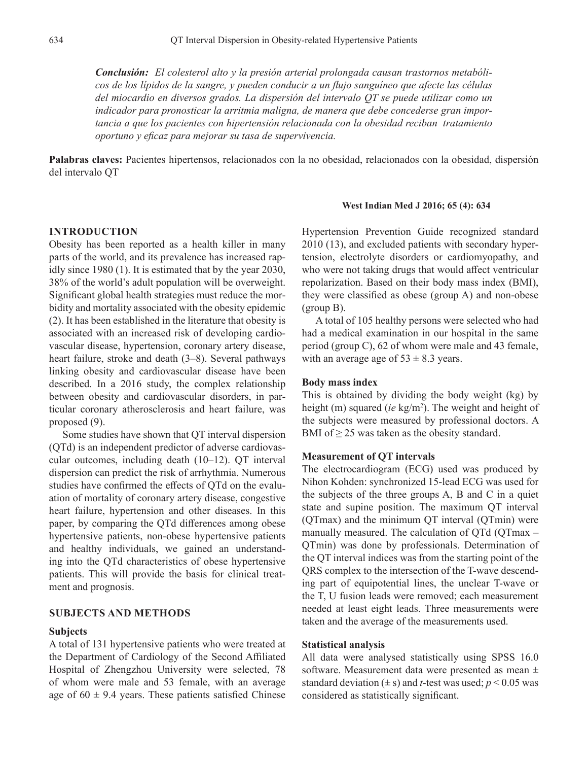***Conclusión:** El colesterol alto y la presión arterial prolongada causan trastornos metabólicos de los lípidos de la sangre, y pueden conducir a un flujo sanguíneo que afecte las células del miocardio en diversos grados. La dispersión del intervalo QT se puede utilizar como un indicador para pronosticar la arritmia maligna, de manera que debe concederse gran importancia a que los pacientes con hipertensión relacionada con la obesidad reciban tratamiento oportuno y eficaz para mejorar su tasa de supervivencia.*

**Palabras claves:** Pacientes hipertensos, relacionados con la no obesidad, relacionados con la obesidad, dispersión del intervalo QT

## INTRODUCTION

Obesity has been reported as a health killer in many parts of the world, and its prevalence has increased rapidly since 1980 (1). It is estimated that by the year 2030, 38% of the world's adult population will be overweight. Significant global health strategies must reduce the morbidity and mortality associated with the obesity epidemic (2). It has been established in the literature that obesity is associated with an increased risk of developing cardiovascular disease, hypertension, coronary artery disease, heart failure, stroke and death (3–8). Several pathways linking obesity and cardiovascular disease have been described. In a 2016 study, the complex relationship between obesity and cardiovascular disorders, in particular coronary atherosclerosis and heart failure, was proposed (9).

Some studies have shown that QT interval dispersion (QTd) is an independent predictor of adverse cardiovascular outcomes, including death (10–12). QT interval dispersion can predict the risk of arrhythmia. Numerous studies have confirmed the effects of QTd on the evaluation of mortality of coronary artery disease, congestive heart failure, hypertension and other diseases. In this paper, by comparing the QTd differences among obese hypertensive patients, non-obese hypertensive patients and healthy individuals, we gained an understanding into the QTd characteristics of obese hypertensive patients. This will provide the basis for clinical treatment and prognosis.

## SUBJECTS AND METHODS

### Subjects

A total of 131 hypertensive patients who were treated at the Department of Cardiology of the Second Affiliated Hospital of Zhengzhou University were selected, 78 of whom were male and 53 female, with an average age of $60 \pm 9.4$ years. These patients satisfied Chinese Hypertension Prevention Guide recognized standard 2010 (13), and excluded patients with secondary hypertension, electrolyte disorders or cardiomyopathy, and who were not taking drugs that would affect ventricular repolarization. Based on their body mass index (BMI), they were classified as obese (group A) and non-obese (group B).

A total of 105 healthy persons were selected who had had a medical examination in our hospital in the same period (group C), 62 of whom were male and 43 female, with an average age of $53 \pm 8.3$ years.

### Body mass index

This is obtained by dividing the body weight (kg) by height (m) squared (*ie* kg/m$^2$). The weight and height of the subjects were measured by professional doctors. A BMI of $\geq 25$ was taken as the obesity standard.

### Measurement of QT intervals

The electrocardiogram (ECG) used was produced by Nihon Kohden: synchronized 15-lead ECG was used for the subjects of the three groups A, B and C in a quiet state and supine position. The maximum QT interval (QTmax) and the minimum QT interval (QTmin) were manually measured. The calculation of QTd (QTmax – QTmin) was done by professionals. Determination of the QT interval indices was from the starting point of the QRS complex to the intersection of the T-wave descending part of equipotential lines, the unclear T-wave or the T, U fusion leads were removed; each measurement needed at least eight leads. Three measurements were taken and the average of the measurements used.

### Statistical analysis

All data were analysed statistically using SPSS 16.0 software. Measurement data were presented as mean $\pm$ standard deviation ($\pm$ s) and *t*-test was used; $p < 0.05$ was considered as statistically significant.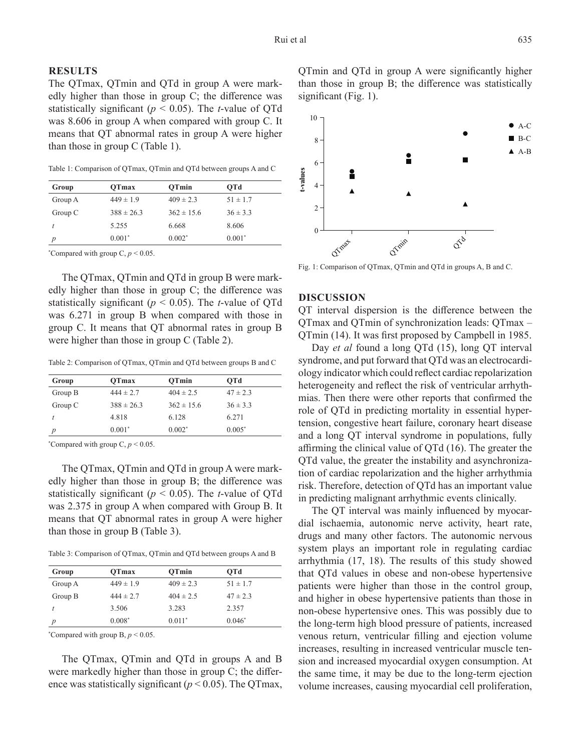## RESULTS

The QTmax, QTmin and QTd in group A were markedly higher than those in group C; the difference was statistically significant ($p < 0.05$). The $t$-value of QTd was 8.606 in group A when compared with group C. It means that QT abnormal rates in group A were higher than those in group C (Table 1).

Table 1: Comparison of QTmax, QTmin and QTd between groups A and C

| Group | QTmax | QTmin | QTd |
|---|---|---|---|
| Group A | 449 ± 1.9 | 409 ± 2.3 | 51 ± 1.7 |
| Group C | 388 ± 26.3 | 362 ± 15.6 | 36 ± 3.3 |
| $t$ | 5.255 | 6.668 | 8.606 |
| $p$ | 0.001* | 0.002* | 0.001* |

*Compared with group C, $p < 0.05$.

The QTmax, QTmin and QTd in group B were markedly higher than those in group C; the difference was statistically significant ($p < 0.05$). The $t$-value of QTd was 6.271 in group B when compared with those in group C. It means that QT abnormal rates in group B were higher than those in group C (Table 2).

Table 2: Comparison of QTmax, QTmin and QTd between groups B and C

| Group | QTmax | QTmin | QTd |
|---|---|---|---|
| Group B | 444 ± 2.7 | 404 ± 2.5 | 47 ± 2.3 |
| Group C | 388 ± 26.3 | 362 ± 15.6 | 36 ± 3.3 |
| $t$ | 4.818 | 6.128 | 6.271 |
| $p$ | 0.001* | 0.002* | 0.005* |

*Compared with group C, $p < 0.05$.

The QTmax, QTmin and QTd in group A were markedly higher than those in group B; the difference was statistically significant ($p < 0.05$). The $t$-value of QTd was 2.375 in group A when compared with Group B. It means that QT abnormal rates in group A were higher than those in group B (Table 3).

Table 3: Comparison of QTmax, QTmin and QTd between groups A and B

| Group | QTmax | QTmin | QTd |
|---|---|---|---|
| Group A | 449 ± 1.9 | 409 ± 2.3 | 51 ± 1.7 |
| Group B | 444 ± 2.7 | 404 ± 2.5 | 47 ± 2.3 |
| $t$ | 3.506 | 3.283 | 2.357 |
| $p$ | 0.008* | 0.011* | 0.046* |

*Compared with group B, $p < 0.05$.

The QTmax, QTmin and QTd in groups A and B were markedly higher than those in group C; the difference was statistically significant ($p < 0.05$). The QTmax, QTmin and QTd in group A were significantly higher than those in group B; the difference was statistically significant (Fig. 1).

Fig. 1: Comparison of QTmax, QTmin and QTd in groups A, B and C.

## DISCUSSION

QT interval dispersion is the difference between the QTmax and QTmin of synchronization leads: QTmax – QTmin (14). It was first proposed by Campbell in 1985.

Day *et al* found a long QTd (15), long QT interval syndrome, and put forward that QTd was an electrocardiology indicator which could reflect cardiac repolarization heterogeneity and reflect the risk of ventricular arrhythmias. Then there were other reports that confirmed the role of QTd in predicting mortality in essential hypertension, congestive heart failure, coronary heart disease and a long QT interval syndrome in populations, fully affirming the clinical value of QTd (16). The greater the QTd value, the greater the instability and asynchronization of cardiac repolarization and the higher arrhythmia risk. Therefore, detection of QTd has an important value in predicting malignant arrhythmic events clinically.

The QT interval was mainly influenced by myocardial ischaemia, autonomic nerve activity, heart rate, drugs and many other factors. The autonomic nervous system plays an important role in regulating cardiac arrhythmia (17, 18). The results of this study showed that QTd values in obese and non-obese hypertensive patients were higher than those in the control group, and higher in obese hypertensive patients than those in non-obese hypertensive ones. This was possibly due to the long-term high blood pressure of patients, increased venous return, ventricular filling and ejection volume increases, resulting in increased ventricular muscle tension and increased myocardial oxygen consumption. At the same time, it may be due to the long-term ejection volume increases, causing myocardial cell proliferation,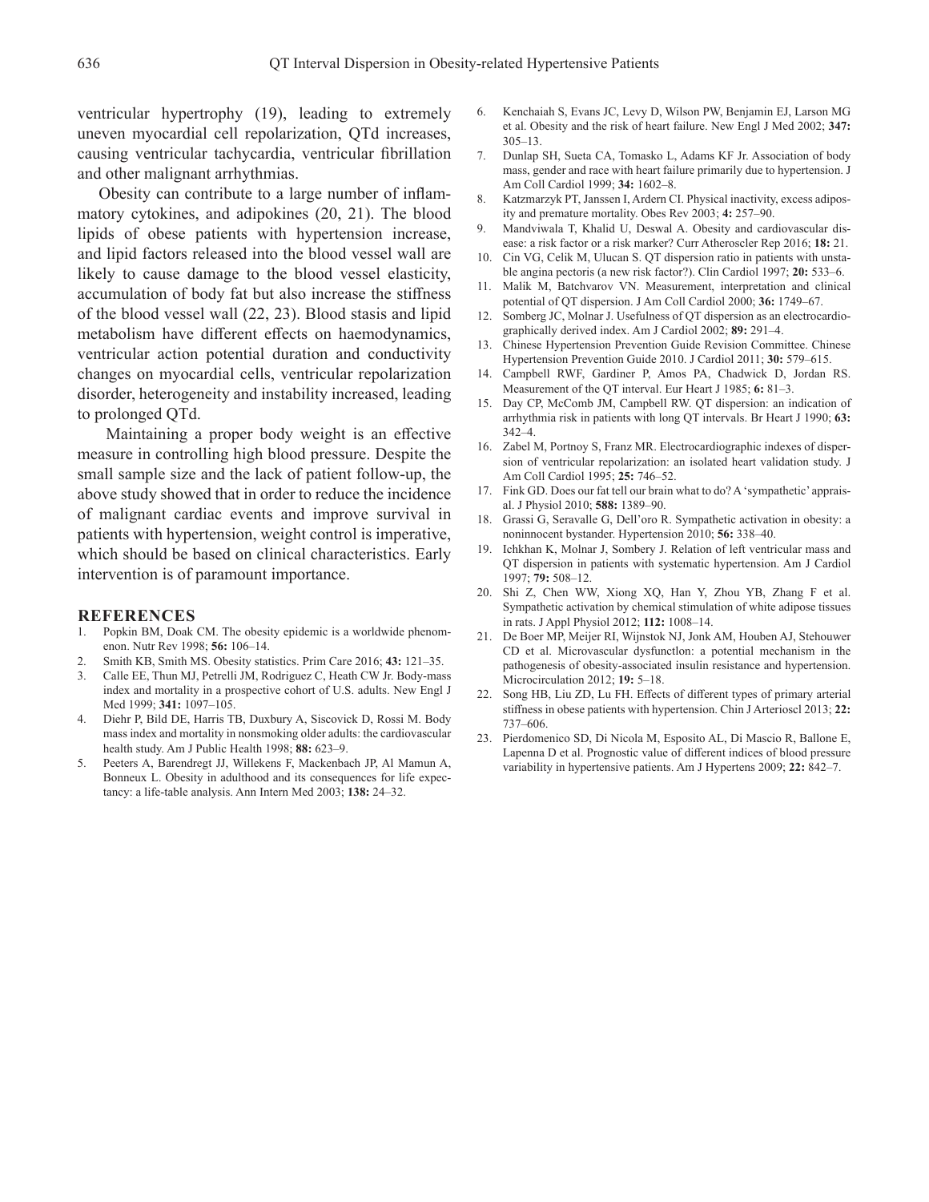ventricular hypertrophy (19), leading to extremely uneven myocardial cell repolarization, QTd increases, causing ventricular tachycardia, ventricular fibrillation and other malignant arrhythmias.

Obesity can contribute to a large number of inflammatory cytokines, and adipokines (20, 21). The blood lipids of obese patients with hypertension increase, and lipid factors released into the blood vessel wall are likely to cause damage to the blood vessel elasticity, accumulation of body fat but also increase the stiffness of the blood vessel wall (22, 23). Blood stasis and lipid metabolism have different effects on haemodynamics, ventricular action potential duration and conductivity changes on myocardial cells, ventricular repolarization disorder, heterogeneity and instability increased, leading to prolonged QTd.

Maintaining a proper body weight is an effective measure in controlling high blood pressure. Despite the small sample size and the lack of patient follow-up, the above study showed that in order to reduce the incidence of malignant cardiac events and improve survival in patients with hypertension, weight control is imperative, which should be based on clinical characteristics. Early intervention is of paramount importance.

## REFERENCES

1. Popkin BM, Doak CM. The obesity epidemic is a worldwide phenomenon. Nutr Rev 1998; **56:** 106–14.
2. Smith KB, Smith MS. Obesity statistics. Prim Care 2016; **43:** 121–35.
3. Calle EE, Thun MJ, Petrelli JM, Rodriguez C, Heath CW Jr. Body-mass index and mortality in a prospective cohort of U.S. adults. New Engl J Med 1999; **341:** 1097–105.
4. Diehr P, Bild DE, Harris TB, Duxbury A, Siscovick D, Rossi M. Body mass index and mortality in nonsmoking older adults: the cardiovascular health study. Am J Public Health 1998; **88:** 623–9.
5. Peeters A, Barendregt JJ, Willekens F, Mackenbach JP, Al Mamun A, Bonneux L. Obesity in adulthood and its consequences for life expectancy: a life-table analysis. Ann Intern Med 2003; **138:** 24–32.
6. Kenchaiah S, Evans JC, Levy D, Wilson PW, Benjamin EJ, Larson MG et al. Obesity and the risk of heart failure. New Engl J Med 2002; **347:** 305–13.
7. Dunlap SH, Sueta CA, Tomasko L, Adams KF Jr. Association of body mass, gender and race with heart failure primarily due to hypertension. J Am Coll Cardiol 1999; **34:** 1602–8.
8. Katzmarzyk PT, Janssen I, Ardern CI. Physical inactivity, excess adiposity and premature mortality. Obes Rev 2003; **4:** 257–90.
9. Mandviwala T, Khalid U, Deswal A. Obesity and cardiovascular disease: a risk factor or a risk marker? Curr Atheroscler Rep 2016; **18:** 21.
10. Cin VG, Celik M, Ulucan S. QT dispersion ratio in patients with unstable angina pectoris (a new risk factor?). Clin Cardiol 1997; **20:** 533–6.
11. Malik M, Batchvarov VN. Measurement, interpretation and clinical potential of QT dispersion. J Am Coll Cardiol 2000; **36:** 1749–67.
12. Somberg JC, Molnar J. Usefulness of QT dispersion as an electrocardiographically derived index. Am J Cardiol 2002; **89:** 291–4.
13. Chinese Hypertension Prevention Guide Revision Committee. Chinese Hypertension Prevention Guide 2010. J Cardiol 2011; **30:** 579–615.
14. Campbell RWF, Gardiner P, Amos PA, Chadwick D, Jordan RS. Measurement of the QT interval. Eur Heart J 1985; **6:** 81–3.
15. Day CP, McComb JM, Campbell RW. QT dispersion: an indication of arrhythmia risk in patients with long QT intervals. Br Heart J 1990; **63:** 342–4.
16. Zabel M, Portnoy S, Franz MR. Electrocardiographic indexes of dispersion of ventricular repolarization: an isolated heart validation study. J Am Coll Cardiol 1995; **25:** 746–52.
17. Fink GD. Does our fat tell our brain what to do? A 'sympathetic' appraisal. J Physiol 2010; **588:** 1389–90.
18. Grassi G, Seravalle G, Dell'oro R. Sympathetic activation in obesity: a noninnocent bystander. Hypertension 2010; **56:** 338–40.
19. Ichkhan K, Molnar J, Sombery J. Relation of left ventricular mass and QT dispersion in patients with systematic hypertension. Am J Cardiol 1997; **79:** 508–12.
20. Shi Z, Chen WW, Xiong XQ, Han Y, Zhou YB, Zhang F et al. Sympathetic activation by chemical stimulation of white adipose tissues in rats. J Appl Physiol 2012; **112:** 1008–14.
21. De Boer MP, Meijer RI, Wijnstok NJ, Jonk AM, Houben AJ, Stehouwer CD et al. Microvascular dysfunctlon: a potential mechanism in the pathogenesis of obesity-associated insulin resistance and hypertension. Microcirculation 2012; **19:** 5–18.
22. Song HB, Liu ZD, Lu FH. Effects of different types of primary arterial stiffness in obese patients with hypertension. Chin J Arterioscl 2013; **22:** 737–606.
23. Pierdomenico SD, Di Nicola M, Esposito AL, Di Mascio R, Ballone E, Lapenna D et al. Prognostic value of different indices of blood pressure variability in hypertensive patients. Am J Hypertens 2009; **22:** 842–7.